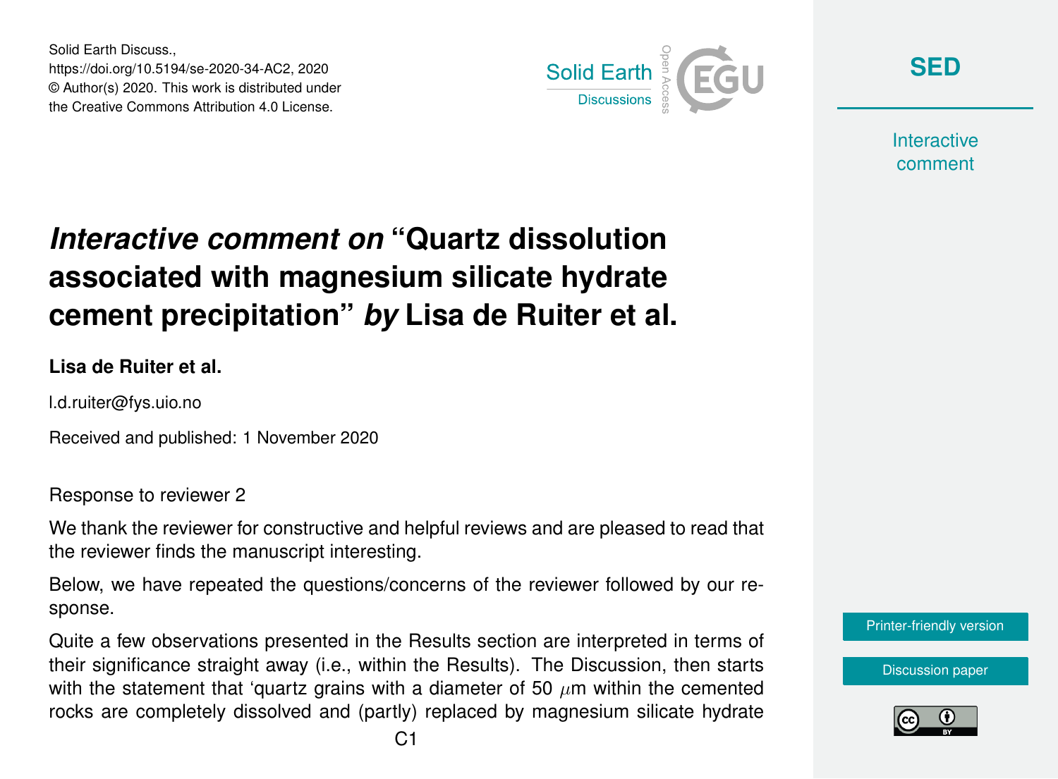Solid Earth Discuss.,
https://doi.org/10.5194/se-2020-34-AC2, 2020
© Author(s) 2020. This work is distributed under
the Creative Commons Attribution 4.0 License.

# *Interactive comment on* "Quartz dissolution associated with magnesium silicate hydrate cement precipitation" *by* Lisa de Ruiter et al.

**Lisa de Ruiter et al.**

l.d.ruiter@fys.uio.no

Received and published: 1 November 2020

Response to reviewer 2

We thank the reviewer for constructive and helpful reviews and are pleased to read that the reviewer finds the manuscript interesting.

Below, we have repeated the questions/concerns of the reviewer followed by our response.

Quite a few observations presented in the Results section are interpreted in terms of their significance straight away (i.e., within the Results). The Discussion, then starts with the statement that 'quartz grains with a diameter of 50 $\mu$m within the cemented rocks are completely dissolved and (partly) replaced by magnesium silicate hydrate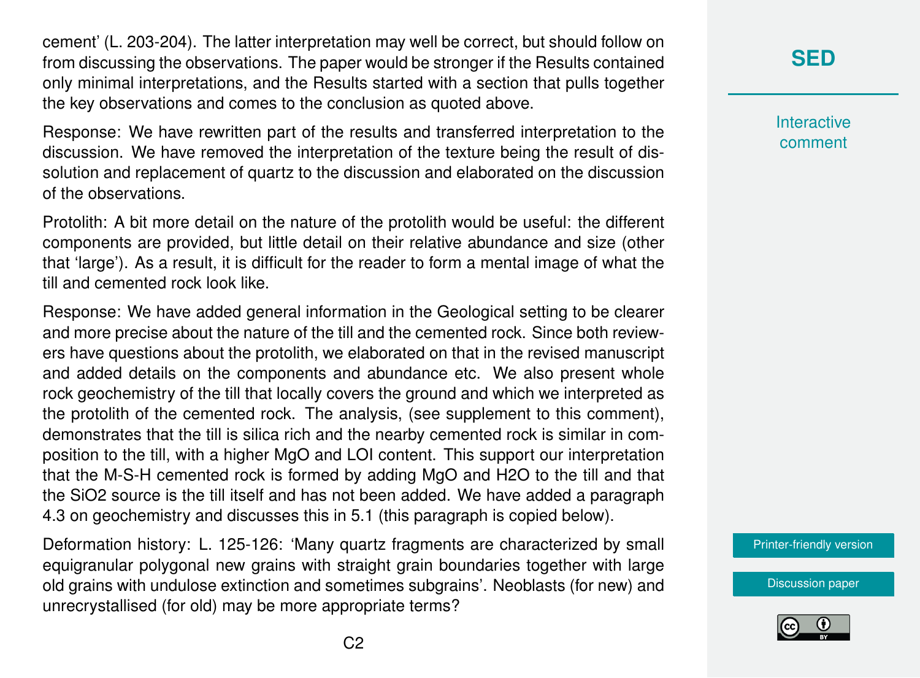cement' (L. 203-204). The latter interpretation may well be correct, but should follow on from discussing the observations. The paper would be stronger if the Results contained only minimal interpretations, and the Results started with a section that pulls together the key observations and comes to the conclusion as quoted above.

Response: We have rewritten part of the results and transferred interpretation to the discussion. We have removed the interpretation of the texture being the result of dissolution and replacement of quartz to the discussion and elaborated on the discussion of the observations.

Protolith: A bit more detail on the nature of the protolith would be useful: the different components are provided, but little detail on their relative abundance and size (other that 'large'). As a result, it is difficult for the reader to form a mental image of what the till and cemented rock look like.

Response: We have added general information in the Geological setting to be clearer and more precise about the nature of the till and the cemented rock. Since both reviewers have questions about the protolith, we elaborated on that in the revised manuscript and added details on the components and abundance etc. We also present whole rock geochemistry of the till that locally covers the ground and which we interpreted as the protolith of the cemented rock. The analysis, (see supplement to this comment), demonstrates that the till is silica rich and the nearby cemented rock is similar in composition to the till, with a higher MgO and LOI content. This support our interpretation that the M-S-H cemented rock is formed by adding MgO and H2O to the till and that the SiO2 source is the till itself and has not been added. We have added a paragraph 4.3 on geochemistry and discusses this in 5.1 (this paragraph is copied below).

Deformation history: L. 125-126: 'Many quartz fragments are characterized by small equigranular polygonal new grains with straight grain boundaries together with large old grains with undulose extinction and sometimes subgrains'. Neoblasts (for new) and unrecrystallised (for old) may be more appropriate terms?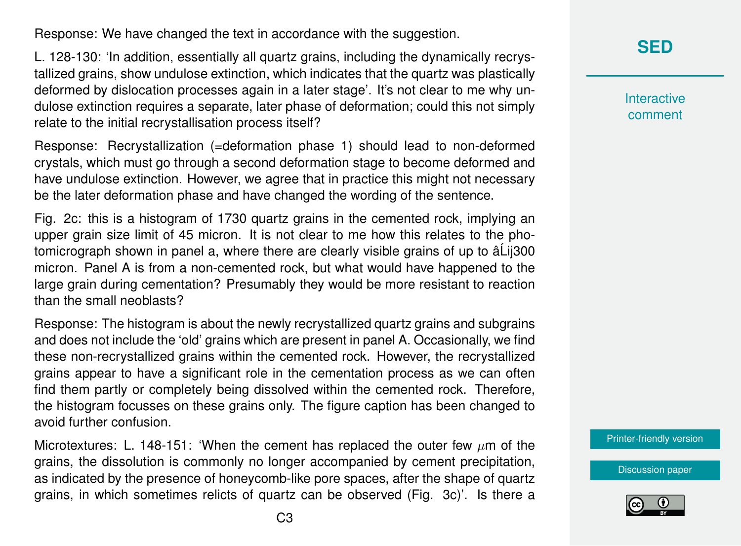Response: We have changed the text in accordance with the suggestion.

L. 128-130: 'In addition, essentially all quartz grains, including the dynamically recrystallized grains, show undulose extinction, which indicates that the quartz was plastically deformed by dislocation processes again in a later stage'. It's not clear to me why undulose extinction requires a separate, later phase of deformation; could this not simply relate to the initial recrystallisation process itself?

Response: Recrystallization (=deformation phase 1) should lead to non-deformed crystals, which must go through a second deformation stage to become deformed and have undulose extinction. However, we agree that in practice this might not necessary be the later deformation phase and have changed the wording of the sentence.

Fig. 2c: this is a histogram of 1730 quartz grains in the cemented rock, implying an upper grain size limit of 45 micron. It is not clear to me how this relates to the photomicrograph shown in panel a, where there are clearly visible grains of up to âĹij300 micron. Panel A is from a non-cemented rock, but what would have happened to the large grain during cementation? Presumably they would be more resistant to reaction than the small neoblasts?

Response: The histogram is about the newly recrystallized quartz grains and subgrains and does not include the 'old' grains which are present in panel A. Occasionally, we find these non-recrystallized grains within the cemented rock. However, the recrystallized grains appear to have a significant role in the cementation process as we can often find them partly or completely being dissolved within the cemented rock. Therefore, the histogram focusses on these grains only. The figure caption has been changed to avoid further confusion.

Microtextures: L. 148-151: 'When the cement has replaced the outer few $\mu$m of the grains, the dissolution is commonly no longer accompanied by cement precipitation, as indicated by the presence of honeycomb-like pore spaces, after the shape of quartz grains, in which sometimes relicts of quartz can be observed (Fig. 3c)'. Is there a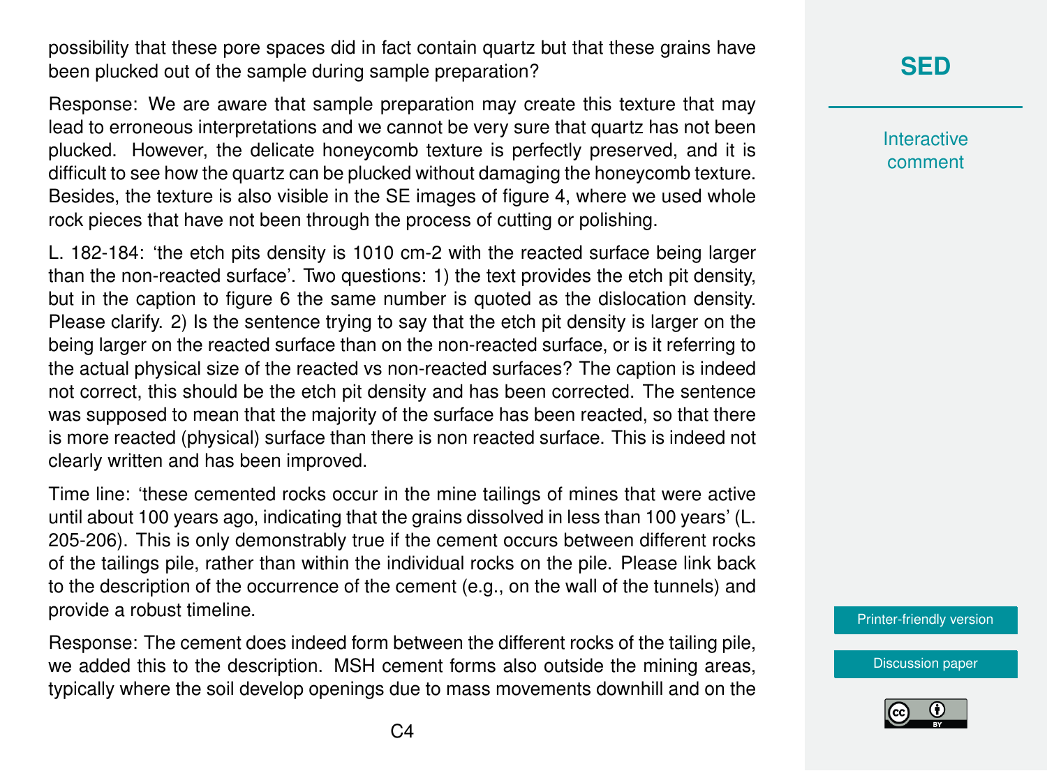possibility that these pore spaces did in fact contain quartz but that these grains have been plucked out of the sample during sample preparation?

Response: We are aware that sample preparation may create this texture that may lead to erroneous interpretations and we cannot be very sure that quartz has not been plucked. However, the delicate honeycomb texture is perfectly preserved, and it is difficult to see how the quartz can be plucked without damaging the honeycomb texture. Besides, the texture is also visible in the SE images of figure 4, where we used whole rock pieces that have not been through the process of cutting or polishing.

L. 182-184: 'the etch pits density is 1010 cm-2 with the reacted surface being larger than the non-reacted surface'. Two questions: 1) the text provides the etch pit density, but in the caption to figure 6 the same number is quoted as the dislocation density. Please clarify. 2) Is the sentence trying to say that the etch pit density is larger on the being larger on the reacted surface than on the non-reacted surface, or is it referring to the actual physical size of the reacted vs non-reacted surfaces? The caption is indeed not correct, this should be the etch pit density and has been corrected. The sentence was supposed to mean that the majority of the surface has been reacted, so that there is more reacted (physical) surface than there is non reacted surface. This is indeed not clearly written and has been improved.

Time line: 'these cemented rocks occur in the mine tailings of mines that were active until about 100 years ago, indicating that the grains dissolved in less than 100 years' (L. 205-206). This is only demonstrably true if the cement occurs between different rocks of the tailings pile, rather than within the individual rocks on the pile. Please link back to the description of the occurrence of the cement (e.g., on the wall of the tunnels) and provide a robust timeline.

Response: The cement does indeed form between the different rocks of the tailing pile, we added this to the description. MSH cement forms also outside the mining areas, typically where the soil develop openings due to mass movements downhill and on the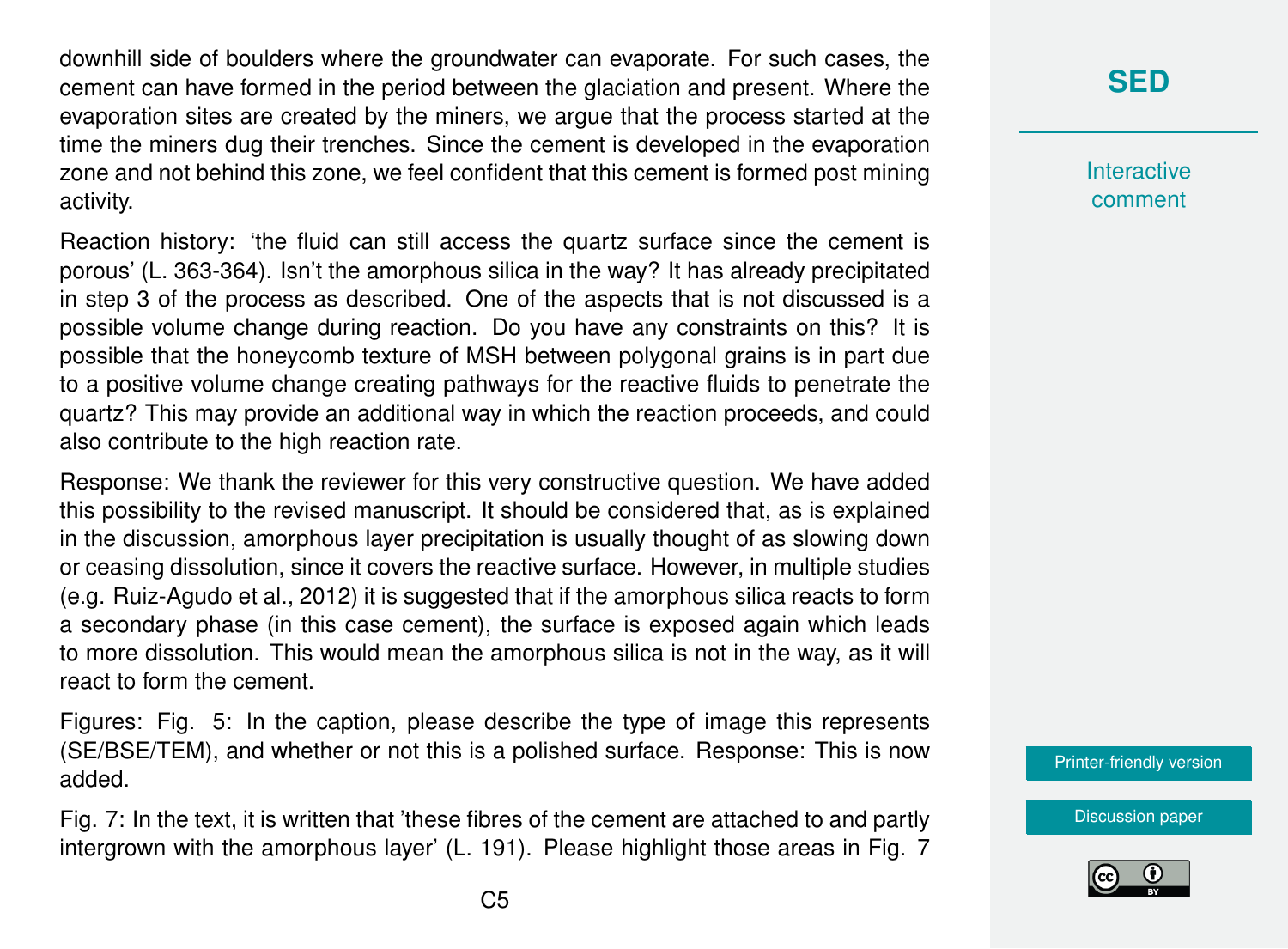downhill side of boulders where the groundwater can evaporate. For such cases, the cement can have formed in the period between the glaciation and present. Where the evaporation sites are created by the miners, we argue that the process started at the time the miners dug their trenches. Since the cement is developed in the evaporation zone and not behind this zone, we feel confident that this cement is formed post mining activity.

Reaction history: 'the fluid can still access the quartz surface since the cement is porous' (L. 363-364). Isn't the amorphous silica in the way? It has already precipitated in step 3 of the process as described. One of the aspects that is not discussed is a possible volume change during reaction. Do you have any constraints on this? It is possible that the honeycomb texture of MSH between polygonal grains is in part due to a positive volume change creating pathways for the reactive fluids to penetrate the quartz? This may provide an additional way in which the reaction proceeds, and could also contribute to the high reaction rate.

Response: We thank the reviewer for this very constructive question. We have added this possibility to the revised manuscript. It should be considered that, as is explained in the discussion, amorphous layer precipitation is usually thought of as slowing down or ceasing dissolution, since it covers the reactive surface. However, in multiple studies (e.g. Ruiz-Agudo et al., 2012) it is suggested that if the amorphous silica reacts to form a secondary phase (in this case cement), the surface is exposed again which leads to more dissolution. This would mean the amorphous silica is not in the way, as it will react to form the cement.

Figures: Fig. 5: In the caption, please describe the type of image this represents (SE/BSE/TEM), and whether or not this is a polished surface. Response: This is now added.

Fig. 7: In the text, it is written that 'these fibres of the cement are attached to and partly intergrown with the amorphous layer' (L. 191). Please highlight those areas in Fig. 7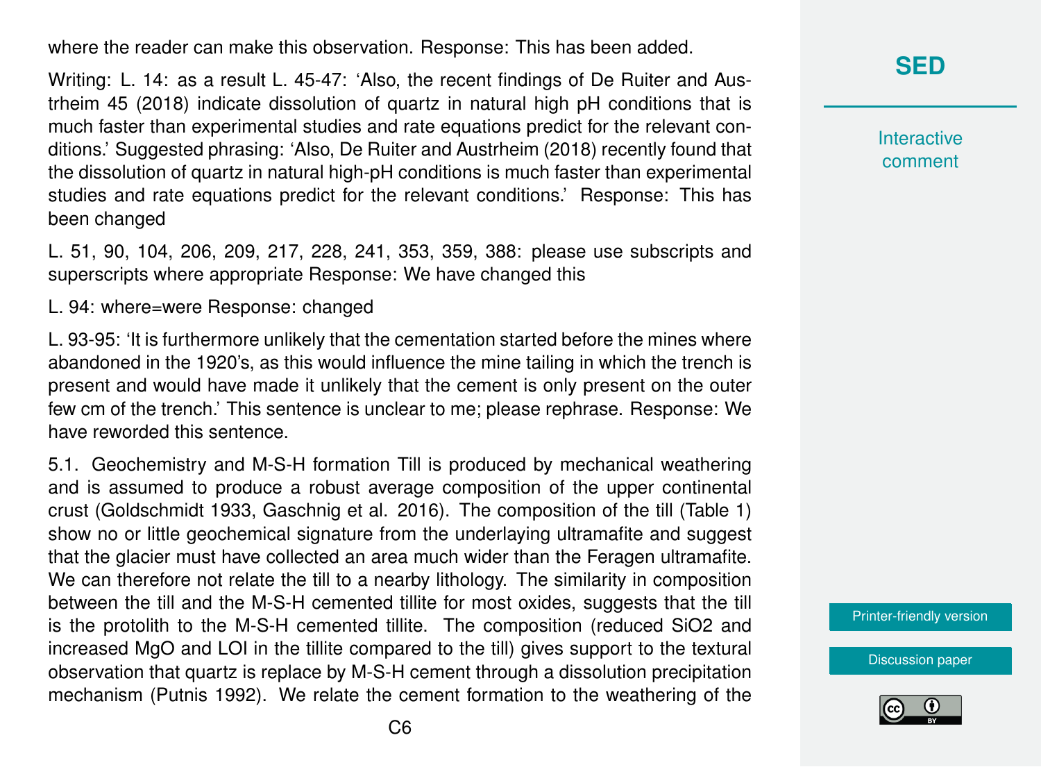where the reader can make this observation. Response: This has been added.

Writing: L. 14: as a result L. 45-47: 'Also, the recent findings of De Ruiter and Austrheim 45 (2018) indicate dissolution of quartz in natural high pH conditions that is much faster than experimental studies and rate equations predict for the relevant conditions.' Suggested phrasing: 'Also, De Ruiter and Austrheim (2018) recently found that the dissolution of quartz in natural high-pH conditions is much faster than experimental studies and rate equations predict for the relevant conditions.' Response: This has been changed

L. 51, 90, 104, 206, 209, 217, 228, 241, 353, 359, 388: please use subscripts and superscripts where appropriate Response: We have changed this

L. 94: where=were Response: changed

L. 93-95: 'It is furthermore unlikely that the cementation started before the mines where abandoned in the 1920's, as this would influence the mine tailing in which the trench is present and would have made it unlikely that the cement is only present on the outer few cm of the trench.' This sentence is unclear to me; please rephrase. Response: We have reworded this sentence.

5.1. Geochemistry and M-S-H formation Till is produced by mechanical weathering and is assumed to produce a robust average composition of the upper continental crust (Goldschmidt 1933, Gaschnig et al. 2016). The composition of the till (Table 1) show no or little geochemical signature from the underlaying ultramafite and suggest that the glacier must have collected an area much wider than the Feragen ultramafite. We can therefore not relate the till to a nearby lithology. The similarity in composition between the till and the M-S-H cemented tillite for most oxides, suggests that the till is the protolith to the M-S-H cemented tillite. The composition (reduced $SiO_2$ and increased MgO and LOI in the tillite compared to the till) gives support to the textural observation that quartz is replace by M-S-H cement through a dissolution precipitation mechanism (Putnis 1992). We relate the cement formation to the weathering of the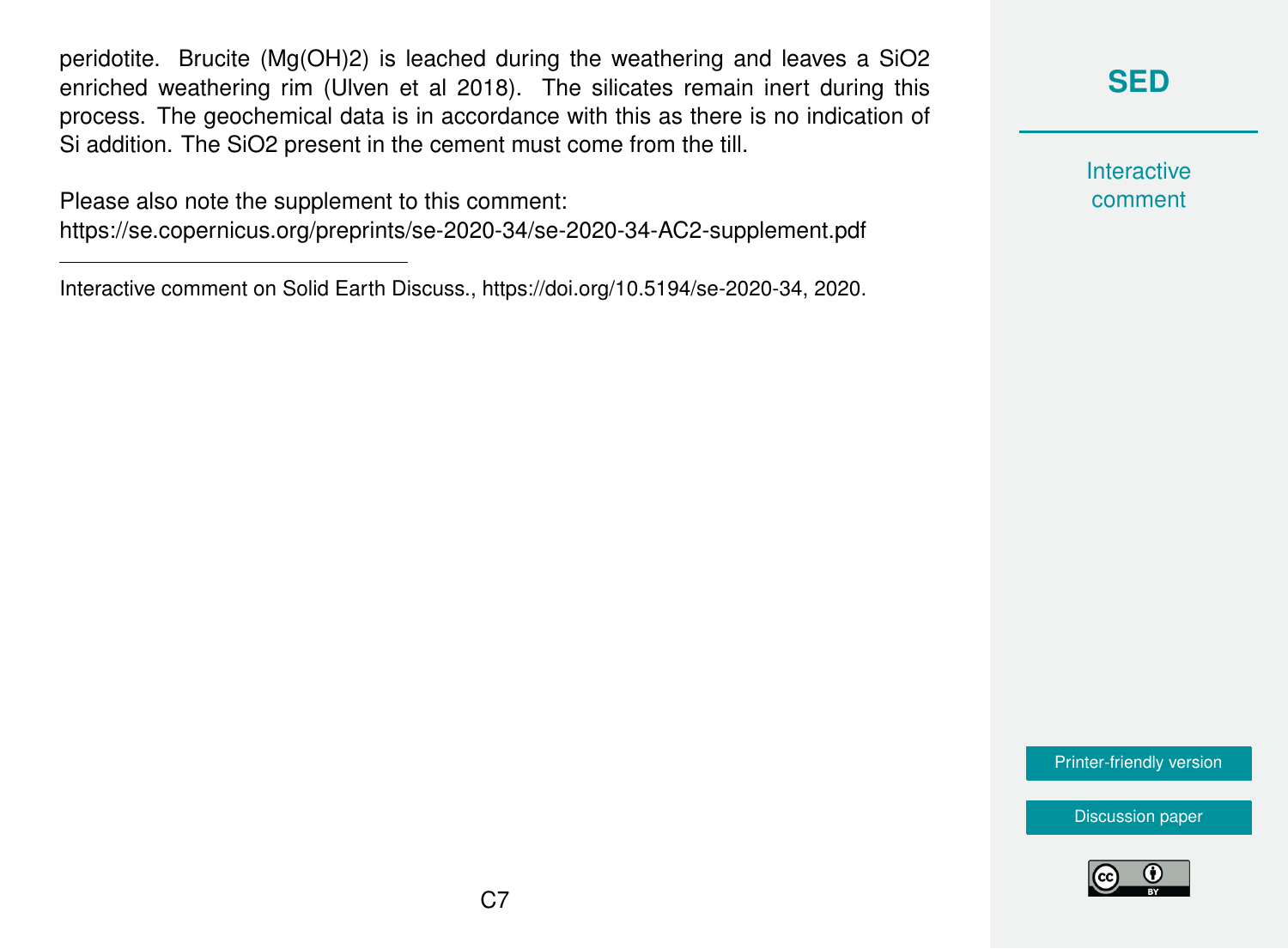peridotite. Brucite ($Mg(OH)_2$) is leached during the weathering and leaves a $SiO_2$ enriched weathering rim (Ulven et al 2018). The silicates remain inert during this process. The geochemical data is in accordance with this as there is no indication of Si addition. The $SiO_2$ present in the cement must come from the till.

Please also note the supplement to this comment:
https://se.copernicus.org/preprints/se-2020-34/se-2020-34-AC2-supplement.pdf

---

Interactive comment on Solid Earth Discuss., https://doi.org/10.5194/se-2020-34, 2020.